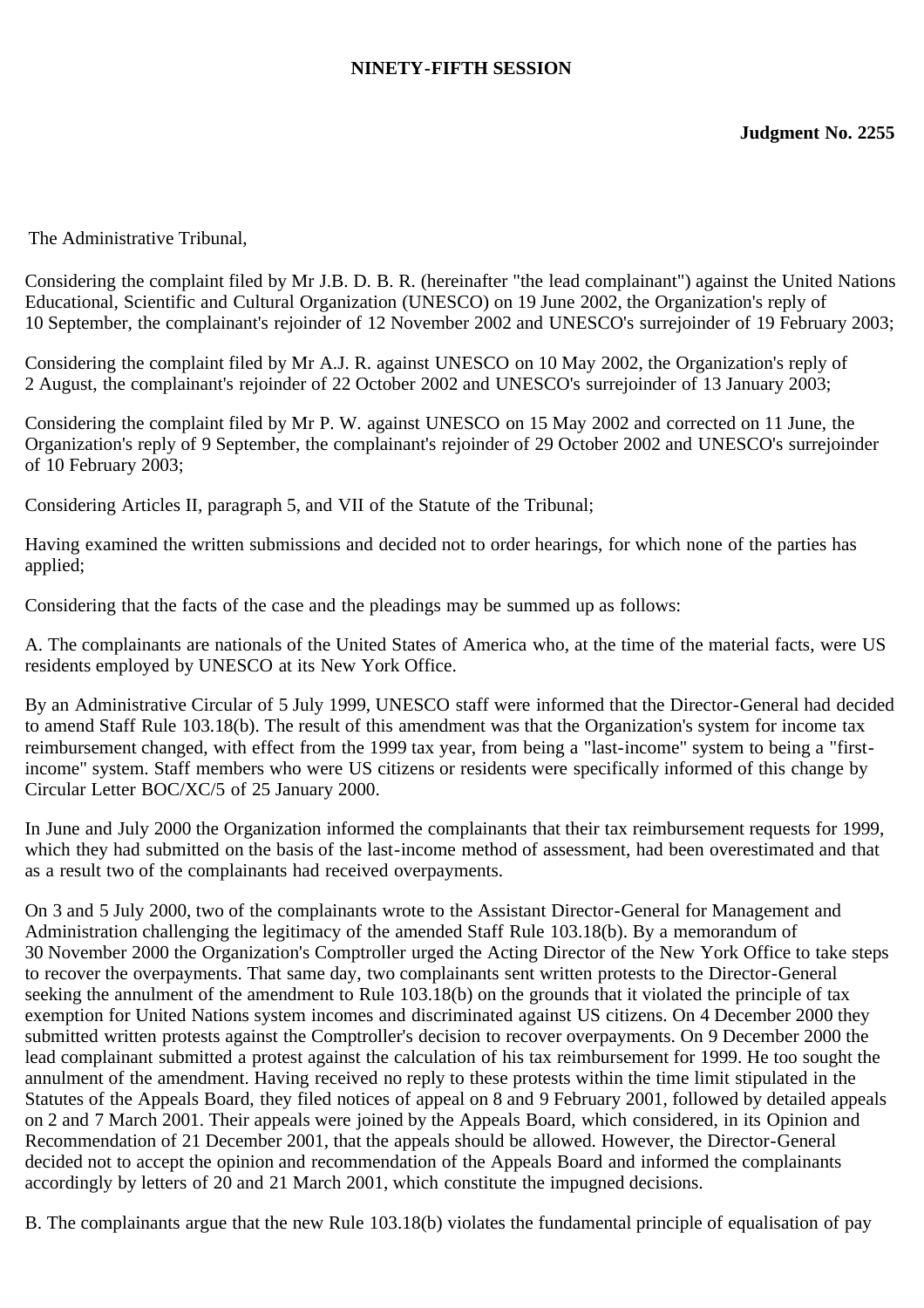**NINETY-FIFTH SESSION**

**Judgment No. 2255**

The Administrative Tribunal,

Considering the complaint filed by Mr J.B. D. B. R. (hereinafter "the lead complainant") against the United Nations Educational, Scientific and Cultural Organization (UNESCO) on 19 June 2002, the Organization's reply of 10 September, the complainant's rejoinder of 12 November 2002 and UNESCO's surrejoinder of 19 February 2003;

Considering the complaint filed by Mr A.J. R. against UNESCO on 10 May 2002, the Organization's reply of 2 August, the complainant's rejoinder of 22 October 2002 and UNESCO's surrejoinder of 13 January 2003;

Considering the complaint filed by Mr P. W. against UNESCO on 15 May 2002 and corrected on 11 June, the Organization's reply of 9 September, the complainant's rejoinder of 29 October 2002 and UNESCO's surrejoinder of 10 February 2003;

Considering Articles II, paragraph 5, and VII of the Statute of the Tribunal;

Having examined the written submissions and decided not to order hearings, for which none of the parties has applied;

Considering that the facts of the case and the pleadings may be summed up as follows:

A. The complainants are nationals of the United States of America who, at the time of the material facts, were US residents employed by UNESCO at its New York Office.

By an Administrative Circular of 5 July 1999, UNESCO staff were informed that the Director-General had decided to amend Staff Rule 103.18(b). The result of this amendment was that the Organization's system for income tax reimbursement changed, with effect from the 1999 tax year, from being a "last-income" system to being a "first-income" system. Staff members who were US citizens or residents were specifically informed of this change by Circular Letter BOC/XC/5 of 25 January 2000.

In June and July 2000 the Organization informed the complainants that their tax reimbursement requests for 1999, which they had submitted on the basis of the last-income method of assessment, had been overestimated and that as a result two of the complainants had received overpayments.

On 3 and 5 July 2000, two of the complainants wrote to the Assistant Director-General for Management and Administration challenging the legitimacy of the amended Staff Rule 103.18(b). By a memorandum of 30 November 2000 the Organization's Comptroller urged the Acting Director of the New York Office to take steps to recover the overpayments. That same day, two complainants sent written protests to the Director-General seeking the annulment of the amendment to Rule 103.18(b) on the grounds that it violated the principle of tax exemption for United Nations system incomes and discriminated against US citizens. On 4 December 2000 they submitted written protests against the Comptroller's decision to recover overpayments. On 9 December 2000 the lead complainant submitted a protest against the calculation of his tax reimbursement for 1999. He too sought the annulment of the amendment. Having received no reply to these protests within the time limit stipulated in the Statutes of the Appeals Board, they filed notices of appeal on 8 and 9 February 2001, followed by detailed appeals on 2 and 7 March 2001. Their appeals were joined by the Appeals Board, which considered, in its Opinion and Recommendation of 21 December 2001, that the appeals should be allowed. However, the Director-General decided not to accept the opinion and recommendation of the Appeals Board and informed the complainants accordingly by letters of 20 and 21 March 2001, which constitute the impugned decisions.

B. The complainants argue that the new Rule 103.18(b) violates the fundamental principle of equalisation of pay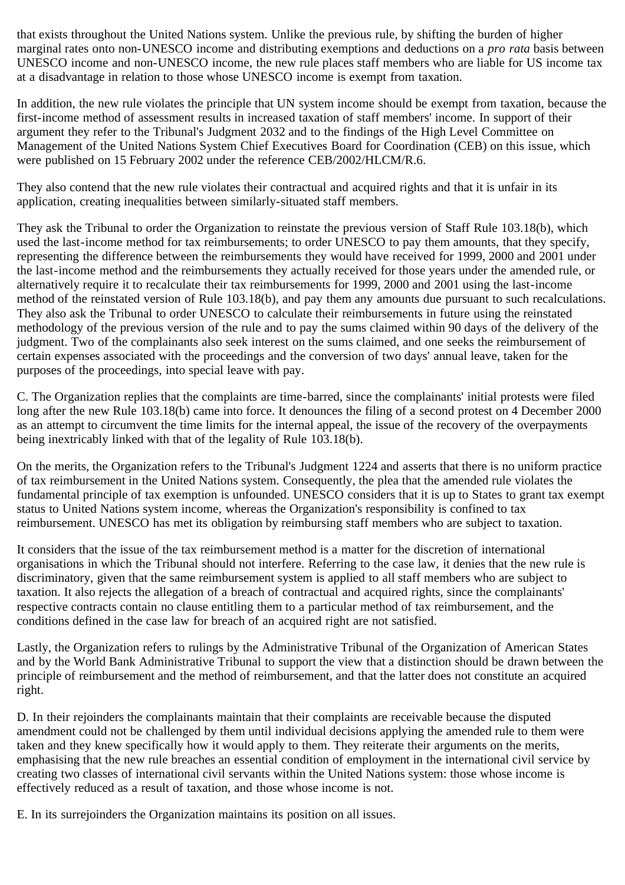that exists throughout the United Nations system. Unlike the previous rule, by shifting the burden of higher marginal rates onto non-UNESCO income and distributing exemptions and deductions on a *pro rata* basis between UNESCO income and non-UNESCO income, the new rule places staff members who are liable for US income tax at a disadvantage in relation to those whose UNESCO income is exempt from taxation.

In addition, the new rule violates the principle that UN system income should be exempt from taxation, because the first-income method of assessment results in increased taxation of staff members' income. In support of their argument they refer to the Tribunal's Judgment 2032 and to the findings of the High Level Committee on Management of the United Nations System Chief Executives Board for Coordination (CEB) on this issue, which were published on 15 February 2002 under the reference CEB/2002/HLCM/R.6.

They also contend that the new rule violates their contractual and acquired rights and that it is unfair in its application, creating inequalities between similarly-situated staff members.

They ask the Tribunal to order the Organization to reinstate the previous version of Staff Rule 103.18(b), which used the last-income method for tax reimbursements; to order UNESCO to pay them amounts, that they specify, representing the difference between the reimbursements they would have received for 1999, 2000 and 2001 under the last-income method and the reimbursements they actually received for those years under the amended rule, or alternatively require it to recalculate their tax reimbursements for 1999, 2000 and 2001 using the last-income method of the reinstated version of Rule 103.18(b), and pay them any amounts due pursuant to such recalculations. They also ask the Tribunal to order UNESCO to calculate their reimbursements in future using the reinstated methodology of the previous version of the rule and to pay the sums claimed within 90 days of the delivery of the judgment. Two of the complainants also seek interest on the sums claimed, and one seeks the reimbursement of certain expenses associated with the proceedings and the conversion of two days' annual leave, taken for the purposes of the proceedings, into special leave with pay.

C. The Organization replies that the complaints are time-barred, since the complainants' initial protests were filed long after the new Rule 103.18(b) came into force. It denounces the filing of a second protest on 4 December 2000 as an attempt to circumvent the time limits for the internal appeal, the issue of the recovery of the overpayments being inextricably linked with that of the legality of Rule 103.18(b).

On the merits, the Organization refers to the Tribunal's Judgment 1224 and asserts that there is no uniform practice of tax reimbursement in the United Nations system. Consequently, the plea that the amended rule violates the fundamental principle of tax exemption is unfounded. UNESCO considers that it is up to States to grant tax exempt status to United Nations system income, whereas the Organization's responsibility is confined to tax reimbursement. UNESCO has met its obligation by reimbursing staff members who are subject to taxation.

It considers that the issue of the tax reimbursement method is a matter for the discretion of international organisations in which the Tribunal should not interfere. Referring to the case law, it denies that the new rule is discriminatory, given that the same reimbursement system is applied to all staff members who are subject to taxation. It also rejects the allegation of a breach of contractual and acquired rights, since the complainants' respective contracts contain no clause entitling them to a particular method of tax reimbursement, and the conditions defined in the case law for breach of an acquired right are not satisfied.

Lastly, the Organization refers to rulings by the Administrative Tribunal of the Organization of American States and by the World Bank Administrative Tribunal to support the view that a distinction should be drawn between the principle of reimbursement and the method of reimbursement, and that the latter does not constitute an acquired right.

D. In their rejoinders the complainants maintain that their complaints are receivable because the disputed amendment could not be challenged by them until individual decisions applying the amended rule to them were taken and they knew specifically how it would apply to them. They reiterate their arguments on the merits, emphasising that the new rule breaches an essential condition of employment in the international civil service by creating two classes of international civil servants within the United Nations system: those whose income is effectively reduced as a result of taxation, and those whose income is not.

E. In its surrejoinders the Organization maintains its position on all issues.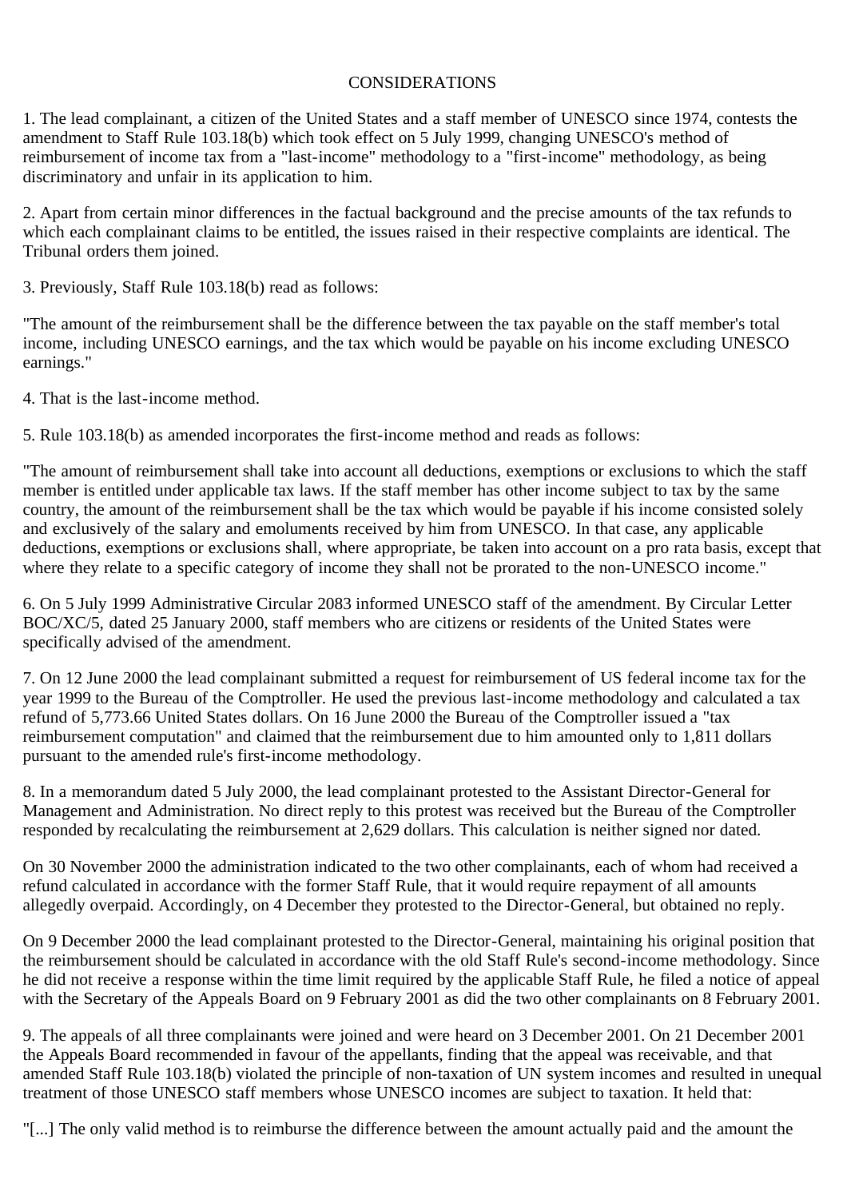CONSIDERATIONS

1. The lead complainant, a citizen of the United States and a staff member of UNESCO since 1974, contests the amendment to Staff Rule 103.18(b) which took effect on 5 July 1999, changing UNESCO's method of reimbursement of income tax from a "last-income" methodology to a "first-income" methodology, as being discriminatory and unfair in its application to him.

2. Apart from certain minor differences in the factual background and the precise amounts of the tax refunds to which each complainant claims to be entitled, the issues raised in their respective complaints are identical. The Tribunal orders them joined.

3. Previously, Staff Rule 103.18(b) read as follows:

"The amount of the reimbursement shall be the difference between the tax payable on the staff member's total income, including UNESCO earnings, and the tax which would be payable on his income excluding UNESCO earnings."

4. That is the last-income method.

5. Rule 103.18(b) as amended incorporates the first-income method and reads as follows:

"The amount of reimbursement shall take into account all deductions, exemptions or exclusions to which the staff member is entitled under applicable tax laws. If the staff member has other income subject to tax by the same country, the amount of the reimbursement shall be the tax which would be payable if his income consisted solely and exclusively of the salary and emoluments received by him from UNESCO. In that case, any applicable deductions, exemptions or exclusions shall, where appropriate, be taken into account on a pro rata basis, except that where they relate to a specific category of income they shall not be prorated to the non-UNESCO income."

6. On 5 July 1999 Administrative Circular 2083 informed UNESCO staff of the amendment. By Circular Letter BOC/XC/5, dated 25 January 2000, staff members who are citizens or residents of the United States were specifically advised of the amendment.

7. On 12 June 2000 the lead complainant submitted a request for reimbursement of US federal income tax for the year 1999 to the Bureau of the Comptroller. He used the previous last-income methodology and calculated a tax refund of 5,773.66 United States dollars. On 16 June 2000 the Bureau of the Comptroller issued a "tax reimbursement computation" and claimed that the reimbursement due to him amounted only to 1,811 dollars pursuant to the amended rule's first-income methodology.

8. In a memorandum dated 5 July 2000, the lead complainant protested to the Assistant Director-General for Management and Administration. No direct reply to this protest was received but the Bureau of the Comptroller responded by recalculating the reimbursement at 2,629 dollars. This calculation is neither signed nor dated.

On 30 November 2000 the administration indicated to the two other complainants, each of whom had received a refund calculated in accordance with the former Staff Rule, that it would require repayment of all amounts allegedly overpaid. Accordingly, on 4 December they protested to the Director-General, but obtained no reply.

On 9 December 2000 the lead complainant protested to the Director-General, maintaining his original position that the reimbursement should be calculated in accordance with the old Staff Rule's second-income methodology. Since he did not receive a response within the time limit required by the applicable Staff Rule, he filed a notice of appeal with the Secretary of the Appeals Board on 9 February 2001 as did the two other complainants on 8 February 2001.

9. The appeals of all three complainants were joined and were heard on 3 December 2001. On 21 December 2001 the Appeals Board recommended in favour of the appellants, finding that the appeal was receivable, and that amended Staff Rule 103.18(b) violated the principle of non-taxation of UN system incomes and resulted in unequal treatment of those UNESCO staff members whose UNESCO incomes are subject to taxation. It held that:

"[...] The only valid method is to reimburse the difference between the amount actually paid and the amount the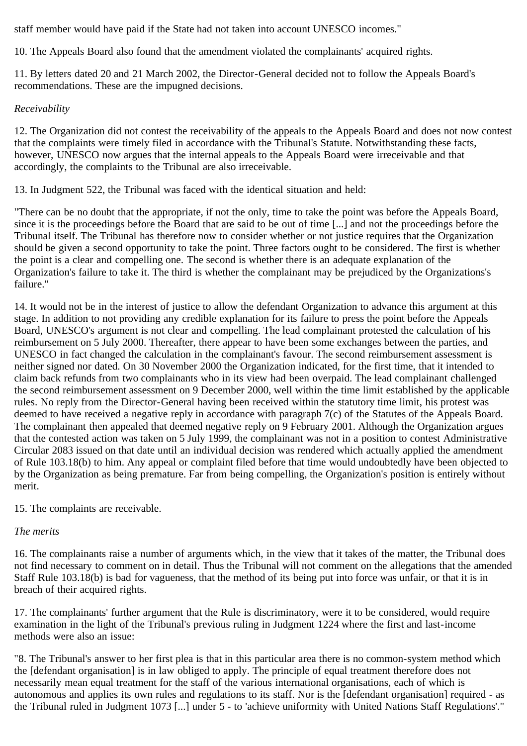staff member would have paid if the State had not taken into account UNESCO incomes."

10. The Appeals Board also found that the amendment violated the complainants' acquired rights.

11. By letters dated 20 and 21 March 2002, the Director-General decided not to follow the Appeals Board's recommendations. These are the impugned decisions.

*Receivability*

12. The Organization did not contest the receivability of the appeals to the Appeals Board and does not now contest that the complaints were timely filed in accordance with the Tribunal's Statute. Notwithstanding these facts, however, UNESCO now argues that the internal appeals to the Appeals Board were irreceivable and that accordingly, the complaints to the Tribunal are also irreceivable.

13. In Judgment 522, the Tribunal was faced with the identical situation and held:

"There can be no doubt that the appropriate, if not the only, time to take the point was before the Appeals Board, since it is the proceedings before the Board that are said to be out of time [...] and not the proceedings before the Tribunal itself. The Tribunal has therefore now to consider whether or not justice requires that the Organization should be given a second opportunity to take the point. Three factors ought to be considered. The first is whether the point is a clear and compelling one. The second is whether there is an adequate explanation of the Organization's failure to take it. The third is whether the complainant may be prejudiced by the Organizations's failure."

14. It would not be in the interest of justice to allow the defendant Organization to advance this argument at this stage. In addition to not providing any credible explanation for its failure to press the point before the Appeals Board, UNESCO's argument is not clear and compelling. The lead complainant protested the calculation of his reimbursement on 5 July 2000. Thereafter, there appear to have been some exchanges between the parties, and UNESCO in fact changed the calculation in the complainant's favour. The second reimbursement assessment is neither signed nor dated. On 30 November 2000 the Organization indicated, for the first time, that it intended to claim back refunds from two complainants who in its view had been overpaid. The lead complainant challenged the second reimbursement assessment on 9 December 2000, well within the time limit established by the applicable rules. No reply from the Director-General having been received within the statutory time limit, his protest was deemed to have received a negative reply in accordance with paragraph 7(c) of the Statutes of the Appeals Board. The complainant then appealed that deemed negative reply on 9 February 2001. Although the Organization argues that the contested action was taken on 5 July 1999, the complainant was not in a position to contest Administrative Circular 2083 issued on that date until an individual decision was rendered which actually applied the amendment of Rule 103.18(b) to him. Any appeal or complaint filed before that time would undoubtedly have been objected to by the Organization as being premature. Far from being compelling, the Organization's position is entirely without merit.

15. The complaints are receivable.

*The merits*

16. The complainants raise a number of arguments which, in the view that it takes of the matter, the Tribunal does not find necessary to comment on in detail. Thus the Tribunal will not comment on the allegations that the amended Staff Rule 103.18(b) is bad for vagueness, that the method of its being put into force was unfair, or that it is in breach of their acquired rights.

17. The complainants' further argument that the Rule is discriminatory, were it to be considered, would require examination in the light of the Tribunal's previous ruling in Judgment 1224 where the first and last-income methods were also an issue:

"8. The Tribunal's answer to her first plea is that in this particular area there is no common-system method which the [defendant organisation] is in law obliged to apply. The principle of equal treatment therefore does not necessarily mean equal treatment for the staff of the various international organisations, each of which is autonomous and applies its own rules and regulations to its staff. Nor is the [defendant organisation] required - as the Tribunal ruled in Judgment 1073 [...] under 5 - to 'achieve uniformity with United Nations Staff Regulations'."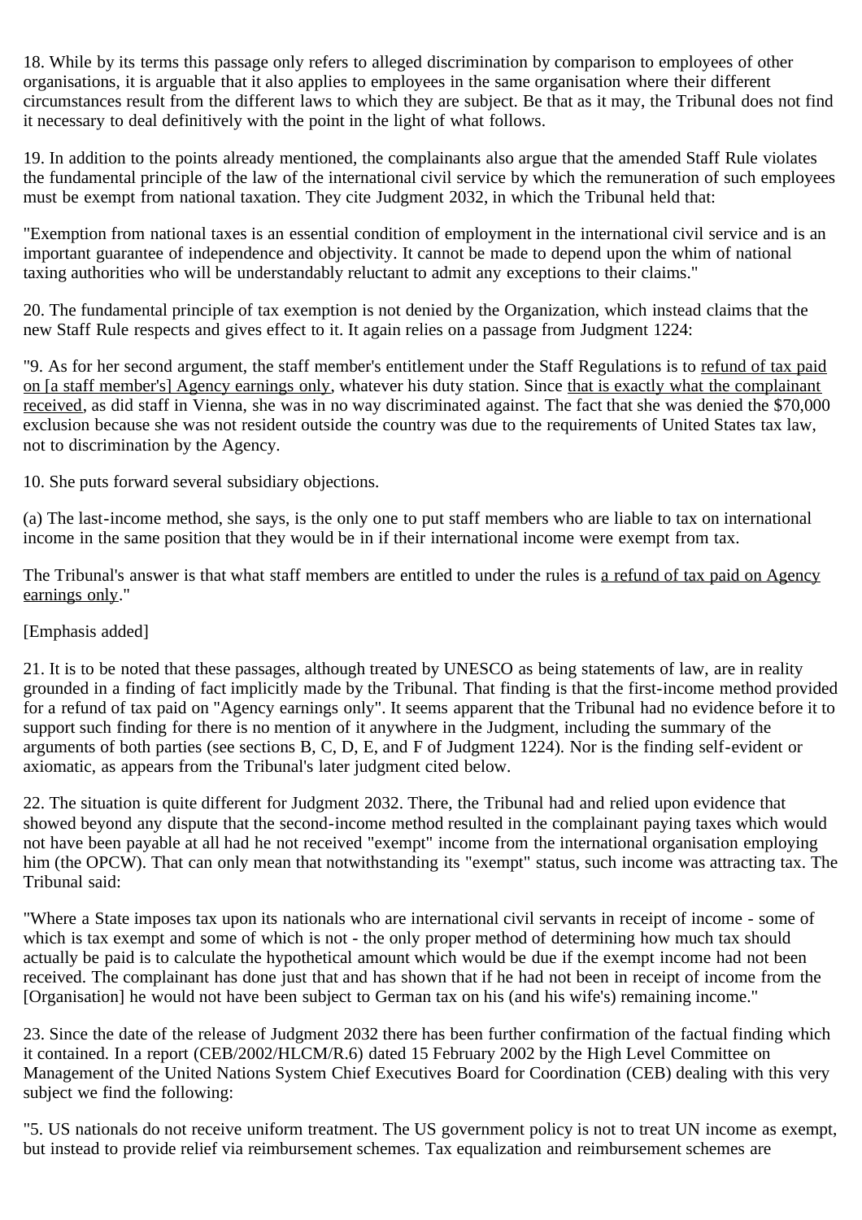18. While by its terms this passage only refers to alleged discrimination by comparison to employees of other organisations, it is arguable that it also applies to employees in the same organisation where their different circumstances result from the different laws to which they are subject. Be that as it may, the Tribunal does not find it necessary to deal definitively with the point in the light of what follows.

19. In addition to the points already mentioned, the complainants also argue that the amended Staff Rule violates the fundamental principle of the law of the international civil service by which the remuneration of such employees must be exempt from national taxation. They cite Judgment 2032, in which the Tribunal held that:

"Exemption from national taxes is an essential condition of employment in the international civil service and is an important guarantee of independence and objectivity. It cannot be made to depend upon the whim of national taxing authorities who will be understandably reluctant to admit any exceptions to their claims."

20. The fundamental principle of tax exemption is not denied by the Organization, which instead claims that the new Staff Rule respects and gives effect to it. It again relies on a passage from Judgment 1224:

"9. As for her second argument, the staff member's entitlement under the Staff Regulations is to <u>refund of tax paid on [a staff member's] Agency earnings only</u>, whatever his duty station. Since <u>that is exactly what the complainant received</u>, as did staff in Vienna, she was in no way discriminated against. The fact that she was denied the $70,000 exclusion because she was not resident outside the country was due to the requirements of United States tax law, not to discrimination by the Agency.

10. She puts forward several subsidiary objections.

(a) The last-income method, she says, is the only one to put staff members who are liable to tax on international income in the same position that they would be in if their international income were exempt from tax.

The Tribunal's answer is that what staff members are entitled to under the rules is <u>a refund of tax paid on Agency earnings only</u>."

[Emphasis added]

21. It is to be noted that these passages, although treated by UNESCO as being statements of law, are in reality grounded in a finding of fact implicitly made by the Tribunal. That finding is that the first-income method provided for a refund of tax paid on "Agency earnings only". It seems apparent that the Tribunal had no evidence before it to support such finding for there is no mention of it anywhere in the Judgment, including the summary of the arguments of both parties (see sections B, C, D, E, and F of Judgment 1224). Nor is the finding self-evident or axiomatic, as appears from the Tribunal's later judgment cited below.

22. The situation is quite different for Judgment 2032. There, the Tribunal had and relied upon evidence that showed beyond any dispute that the second-income method resulted in the complainant paying taxes which would not have been payable at all had he not received "exempt" income from the international organisation employing him (the OPCW). That can only mean that notwithstanding its "exempt" status, such income was attracting tax. The Tribunal said:

"Where a State imposes tax upon its nationals who are international civil servants in receipt of income - some of which is tax exempt and some of which is not - the only proper method of determining how much tax should actually be paid is to calculate the hypothetical amount which would be due if the exempt income had not been received. The complainant has done just that and has shown that if he had not been in receipt of income from the [Organisation] he would not have been subject to German tax on his (and his wife's) remaining income."

23. Since the date of the release of Judgment 2032 there has been further confirmation of the factual finding which it contained. In a report (CEB/2002/HLCM/R.6) dated 15 February 2002 by the High Level Committee on Management of the United Nations System Chief Executives Board for Coordination (CEB) dealing with this very subject we find the following:

"5. US nationals do not receive uniform treatment. The US government policy is not to treat UN income as exempt, but instead to provide relief via reimbursement schemes. Tax equalization and reimbursement schemes are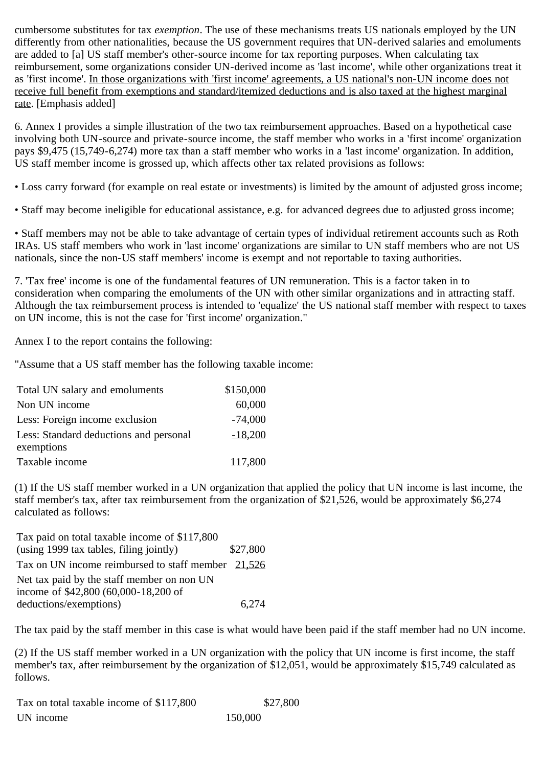cumbersome substitutes for tax *exemption*. The use of these mechanisms treats US nationals employed by the UN differently from other nationalities, because the US government requires that UN-derived salaries and emoluments are added to [a] US staff member's other-source income for tax reporting purposes. When calculating tax reimbursement, some organizations consider UN-derived income as 'last income', while other organizations treat it as 'first income'. <u>In those organizations with 'first income' agreements, a US national's non-UN income does not receive full benefit from exemptions and standard/itemized deductions and is also taxed at the highest marginal rate</u>. [Emphasis added]

6. Annex I provides a simple illustration of the two tax reimbursement approaches. Based on a hypothetical case involving both UN-source and private-source income, the staff member who works in a 'first income' organization pays $9,475 (15,749-6,274) more tax than a staff member who works in a 'last income' organization. In addition, US staff member income is grossed up, which affects other tax related provisions as follows:

• Loss carry forward (for example on real estate or investments) is limited by the amount of adjusted gross income;

• Staff may become ineligible for educational assistance, e.g. for advanced degrees due to adjusted gross income;

• Staff members may not be able to take advantage of certain types of individual retirement accounts such as Roth IRAs. US staff members who work in 'last income' organizations are similar to UN staff members who are not US nationals, since the non-US staff members' income is exempt and not reportable to taxing authorities.

7. 'Tax free' income is one of the fundamental features of UN remuneration. This is a factor taken in to consideration when comparing the emoluments of the UN with other similar organizations and in attracting staff. Although the tax reimbursement process is intended to 'equalize' the US national staff member with respect to taxes on UN income, this is not the case for 'first income' organization."

Annex I to the report contains the following:

"Assume that a US staff member has the following taxable income:

| | |
|---|---|
| Total UN salary and emoluments | $150,000 |
| Non UN income | 60,000 |
| Less: Foreign income exclusion | -74,000 |
| Less: Standard deductions and personal exemptions | <u>-18,200</u> |
| Taxable income | 117,800 |

(1) If the US staff member worked in a UN organization that applied the policy that UN income is last income, the staff member's tax, after tax reimbursement from the organization of $21,526, would be approximately $6,274 calculated as follows:

| | |
|---|---|
| Tax paid on total taxable income of $117,800 (using 1999 tax tables, filing jointly) | $27,800 |
| Tax on UN income reimbursed to staff member | <u>21,526</u> |
| Net tax paid by the staff member on non UN income of $42,800 (60,000-18,200 of deductions/exemptions) | 6,274 |

The tax paid by the staff member in this case is what would have been paid if the staff member had no UN income.

(2) If the US staff member worked in a UN organization with the policy that UN income is first income, the staff member's tax, after reimbursement by the organization of $12,051, would be approximately $15,749 calculated as follows.

| | | |
|---|---|---|
| Tax on total taxable income of $117,800 | | $27,800 |
| UN income | 150,000 | |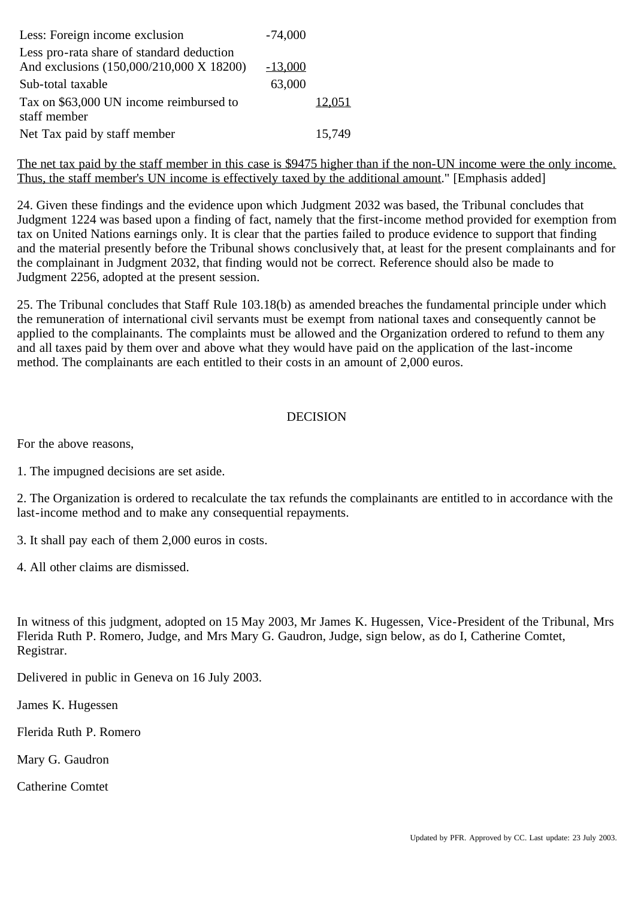| | | |
|---|---|---|
| Less: Foreign income exclusion | -74,000 | |
| Less pro-rata share of standard deduction And exclusions (150,000/210,000 X 18200) | -13,000 | |
| Sub-total taxable | 63,000 | |
| Tax on $63,000 UN income reimbursed to staff member | | 12,051 |
| Net Tax paid by staff member | | 15,749 |

The net tax paid by the staff member in this case is $9475 higher than if the non-UN income were the only income. Thus, the staff member's UN income is effectively taxed by the additional amount." [Emphasis added]

24. Given these findings and the evidence upon which Judgment 2032 was based, the Tribunal concludes that Judgment 1224 was based upon a finding of fact, namely that the first-income method provided for exemption from tax on United Nations earnings only. It is clear that the parties failed to produce evidence to support that finding and the material presently before the Tribunal shows conclusively that, at least for the present complainants and for the complainant in Judgment 2032, that finding would not be correct. Reference should also be made to Judgment 2256, adopted at the present session.

25. The Tribunal concludes that Staff Rule 103.18(b) as amended breaches the fundamental principle under which the remuneration of international civil servants must be exempt from national taxes and consequently cannot be applied to the complainants. The complaints must be allowed and the Organization ordered to refund to them any and all taxes paid by them over and above what they would have paid on the application of the last-income method. The complainants are each entitled to their costs in an amount of 2,000 euros.

## DECISION

For the above reasons,

1. The impugned decisions are set aside.

2. The Organization is ordered to recalculate the tax refunds the complainants are entitled to in accordance with the last-income method and to make any consequential repayments.

3. It shall pay each of them 2,000 euros in costs.

4. All other claims are dismissed.

In witness of this judgment, adopted on 15 May 2003, Mr James K. Hugessen, Vice-President of the Tribunal, Mrs Flerida Ruth P. Romero, Judge, and Mrs Mary G. Gaudron, Judge, sign below, as do I, Catherine Comtet, Registrar.

Delivered in public in Geneva on 16 July 2003.

James K. Hugessen

Flerida Ruth P. Romero

Mary G. Gaudron

Catherine Comtet

Updated by PFR. Approved by CC. Last update: 23 July 2003.